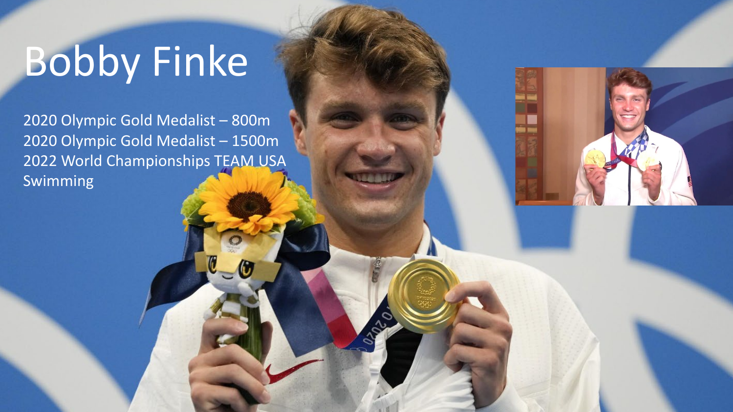# Bobby Finke

2020 Olympic Gold Medalist – 800m
2020 Olympic Gold Medalist – 1500m
2022 World Championships TEAM USA Swimming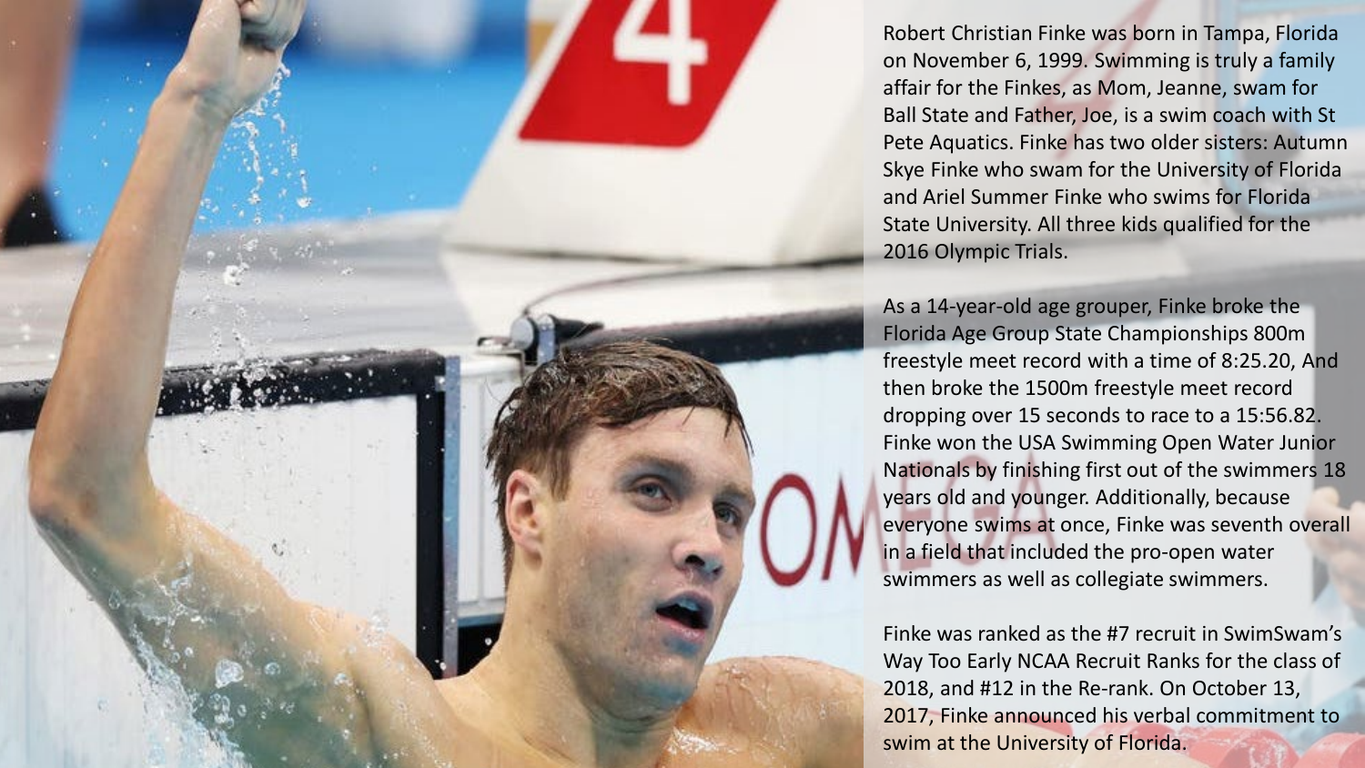Robert Christian Finke was born in Tampa, Florida on November 6, 1999. Swimming is truly a family affair for the Finkes, as Mom, Jeanne, swam for Ball State and Father, Joe, is a swim coach with St Pete Aquatics. Finke has two older sisters: Autumn Skye Finke who swam for the University of Florida and Ariel Summer Finke who swims for Florida State University. All three kids qualified for the 2016 Olympic Trials.

As a 14-year-old age grouper, Finke broke the Florida Age Group State Championships 800m freestyle meet record with a time of 8:25.20, And then broke the 1500m freestyle meet record dropping over 15 seconds to race to a 15:56.82. Finke won the USA Swimming Open Water Junior Nationals by finishing first out of the swimmers 18 years old and younger. Additionally, because everyone swims at once, Finke was seventh overall in a field that included the pro-open water swimmers as well as collegiate swimmers.

Finke was ranked as the #7 recruit in SwimSwam's Way Too Early NCAA Recruit Ranks for the class of 2018, and #12 in the Re-rank. On October 13, 2017, Finke announced his verbal commitment to swim at the University of Florida.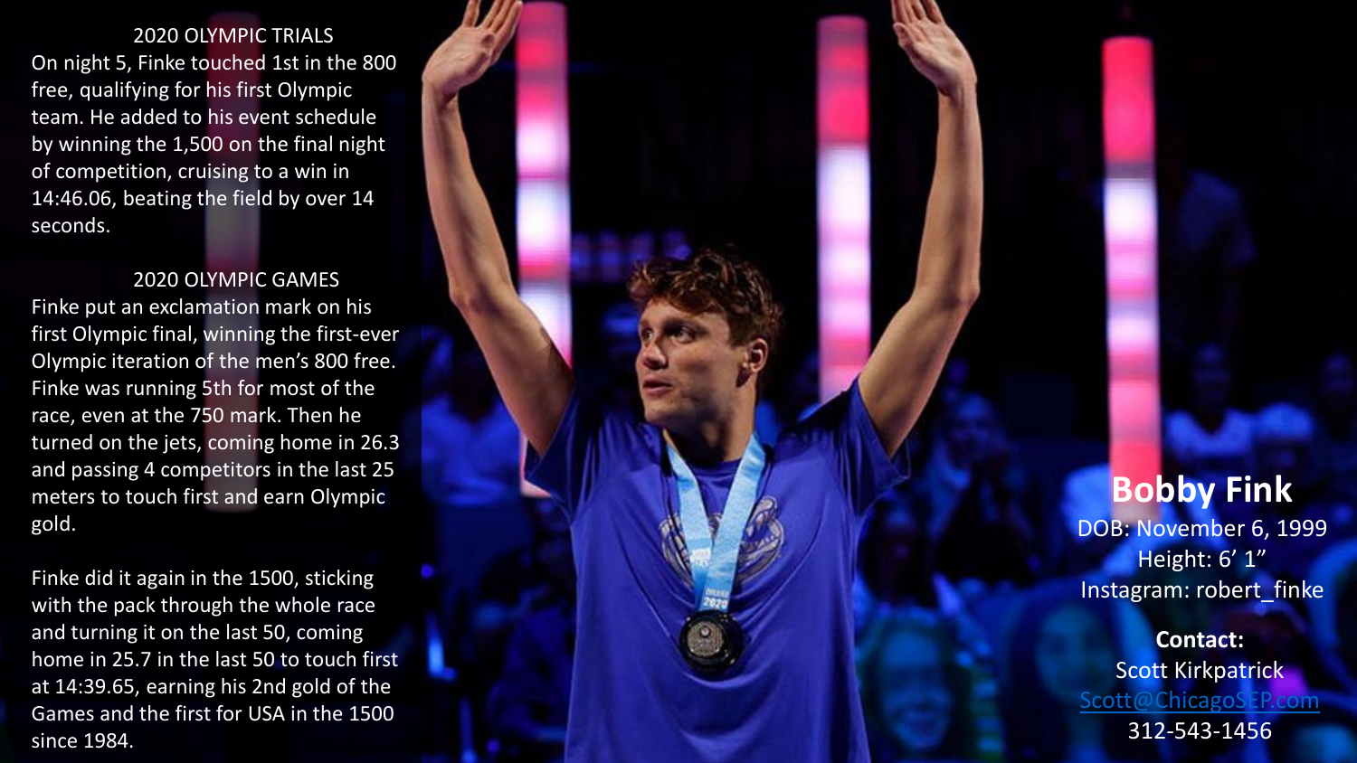## 2020 OLYMPIC TRIALS

On night 5, Finke touched 1st in the 800 free, qualifying for his first Olympic team. He added to his event schedule by winning the 1,500 on the final night of competition, cruising to a win in 14:46.06, beating the field by over 14 seconds.

## 2020 OLYMPIC GAMES

Finke put an exclamation mark on his first Olympic final, winning the first-ever Olympic iteration of the men's 800 free. Finke was running 5th for most of the race, even at the 750 mark. Then he turned on the jets, coming home in 26.3 and passing 4 competitors in the last 25 meters to touch first and earn Olympic gold.

Finke did it again in the 1500, sticking with the pack through the whole race and turning it on the last 50, coming home in 25.7 in the last 50 to touch first at 14:39.65, earning his 2nd gold of the Games and the first for USA in the 1500 since 1984.

**Bobby Fink**

DOB: November 6, 1999

Height: 6' 1"

Instagram: robert_finke

**Contact:**

Scott Kirkpatrick

Scott@ChicagoSEP.com

312-543-1456